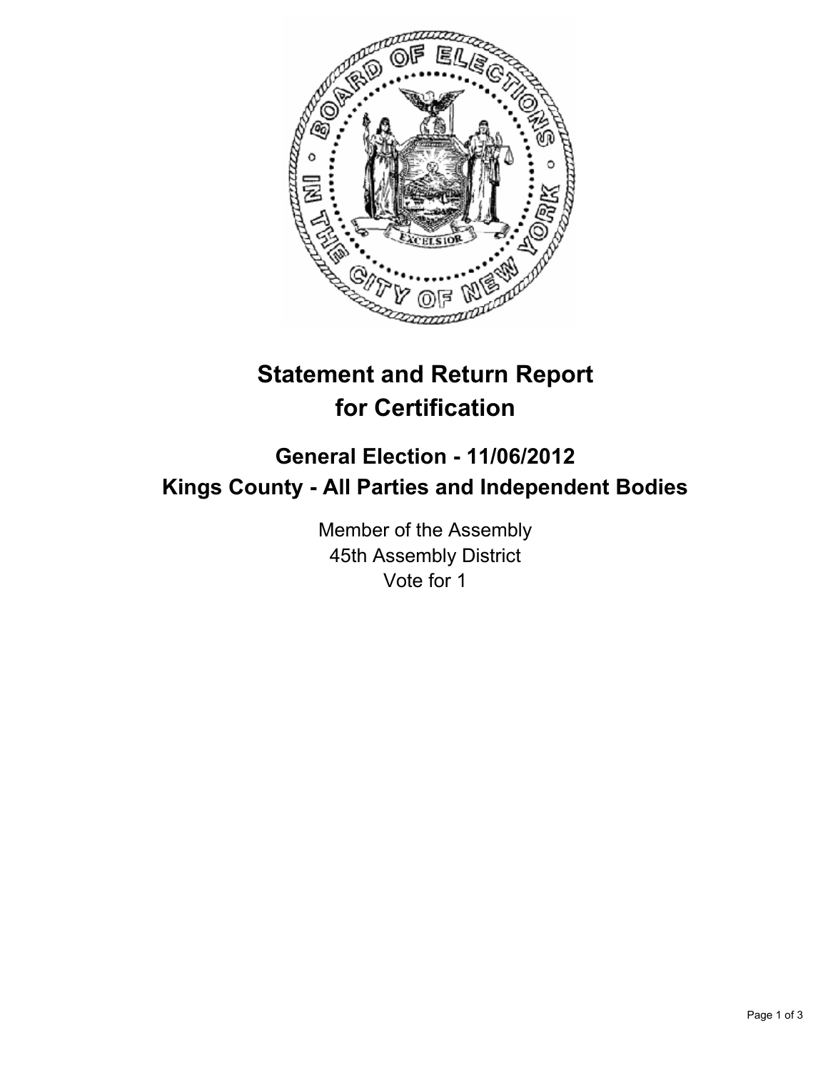# Statement and Return Report for Certification

## General Election - 11/06/2012
## Kings County - All Parties and Independent Bodies

Member of the Assembly
45th Assembly District
Vote for 1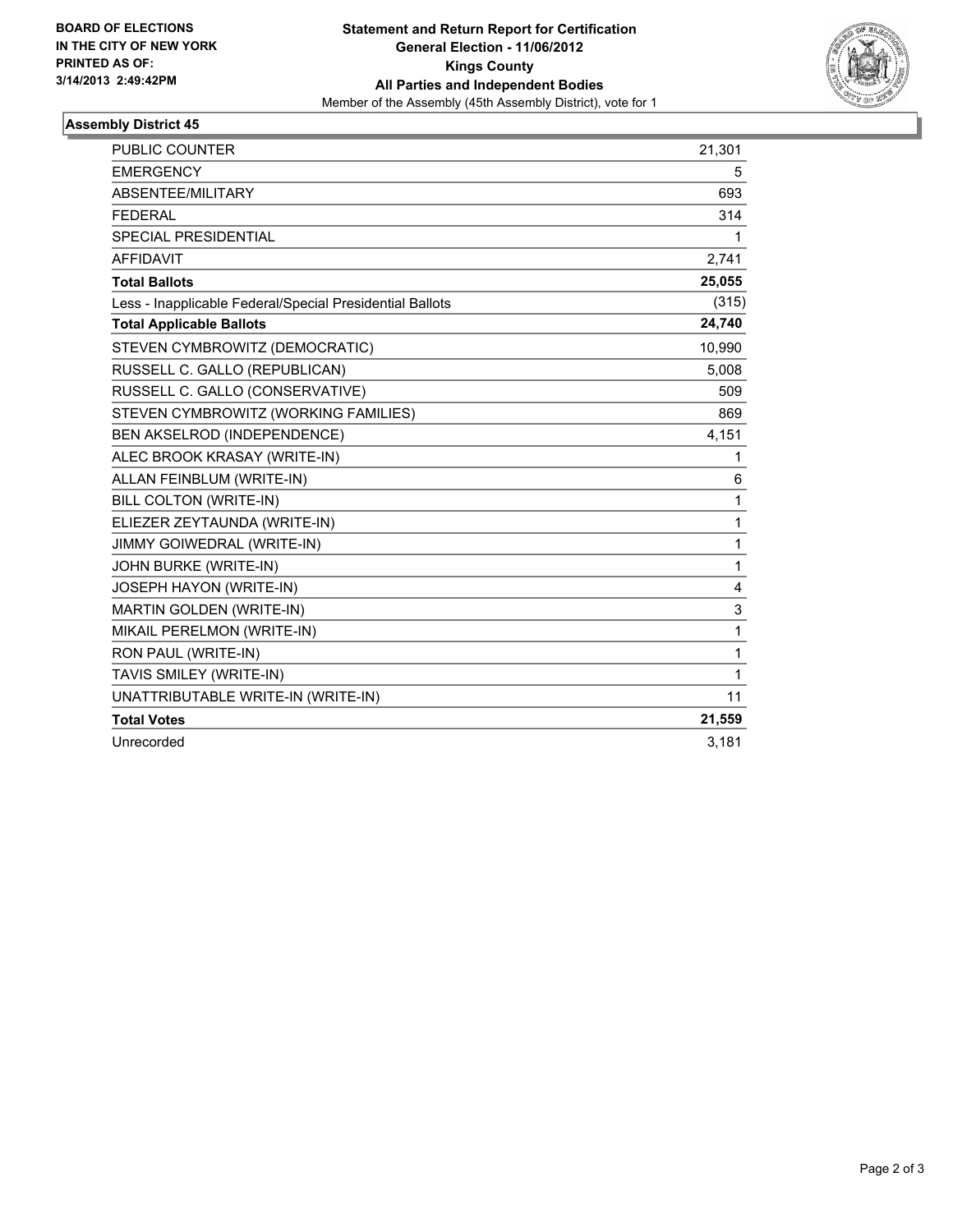**BOARD OF ELECTIONS IN THE CITY OF NEW YORK PRINTED AS OF: 3/14/2013 2:49:42PM**

**Statement and Return Report for Certification**
**General Election - 11/06/2012**
**Kings County**
**All Parties and Independent Bodies**
Member of the Assembly (45th Assembly District), vote for 1

### Assembly District 45

| | |
|---|---|
| PUBLIC COUNTER | 21,301 |
| EMERGENCY | 5 |
| ABSENTEE/MILITARY | 693 |
| FEDERAL | 314 |
| SPECIAL PRESIDENTIAL | 1 |
| AFFIDAVIT | 2,741 |
| **Total Ballots** | **25,055** |
| Less - Inapplicable Federal/Special Presidential Ballots | (315) |
| **Total Applicable Ballots** | **24,740** |
| STEVEN CYMBROWITZ (DEMOCRATIC) | 10,990 |
| RUSSELL C. GALLO (REPUBLICAN) | 5,008 |
| RUSSELL C. GALLO (CONSERVATIVE) | 509 |
| STEVEN CYMBROWITZ (WORKING FAMILIES) | 869 |
| BEN AKSELROD (INDEPENDENCE) | 4,151 |
| ALEC BROOK KRASAY (WRITE-IN) | 1 |
| ALLAN FEINBLUM (WRITE-IN) | 6 |
| BILL COLTON (WRITE-IN) | 1 |
| ELIEZER ZEYTAUNDA (WRITE-IN) | 1 |
| JIMMY GOIWEDRAL (WRITE-IN) | 1 |
| JOHN BURKE (WRITE-IN) | 1 |
| JOSEPH HAYON (WRITE-IN) | 4 |
| MARTIN GOLDEN (WRITE-IN) | 3 |
| MIKAIL PERELMON (WRITE-IN) | 1 |
| RON PAUL (WRITE-IN) | 1 |
| TAVIS SMILEY (WRITE-IN) | 1 |
| UNATTRIBUTABLE WRITE-IN (WRITE-IN) | 11 |
| **Total Votes** | **21,559** |
| Unrecorded | 3,181 |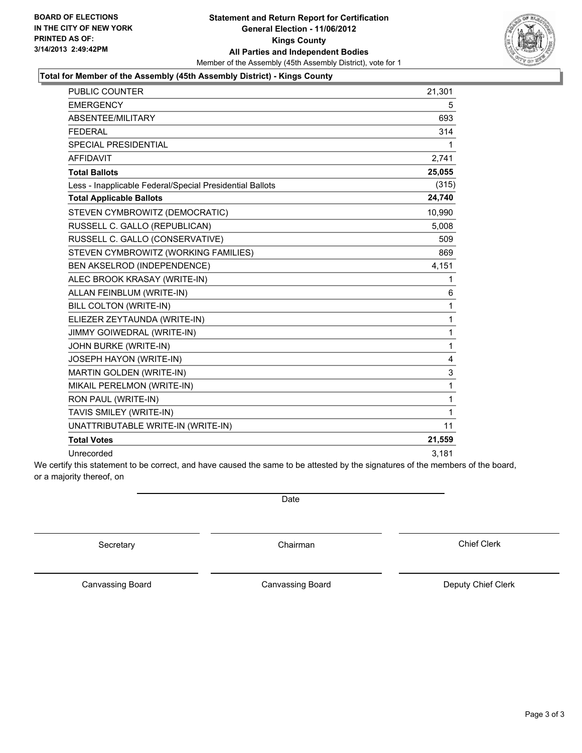**BOARD OF ELECTIONS IN THE CITY OF NEW YORK PRINTED AS OF: 3/14/2013 2:49:42PM**

# Statement and Return Report for Certification
## General Election - 11/06/2012
## Kings County
## All Parties and Independent Bodies

Member of the Assembly (45th Assembly District), vote for 1

### Total for Member of the Assembly (45th Assembly District) - Kings County

| | |
|---|---|
| PUBLIC COUNTER | 21,301 |
| EMERGENCY | 5 |
| ABSENTEE/MILITARY | 693 |
| FEDERAL | 314 |
| SPECIAL PRESIDENTIAL | 1 |
| AFFIDAVIT | 2,741 |
| **Total Ballots** | **25,055** |
| Less - Inapplicable Federal/Special Presidential Ballots | (315) |
| **Total Applicable Ballots** | **24,740** |
| STEVEN CYMBROWITZ (DEMOCRATIC) | 10,990 |
| RUSSELL C. GALLO (REPUBLICAN) | 5,008 |
| RUSSELL C. GALLO (CONSERVATIVE) | 509 |
| STEVEN CYMBROWITZ (WORKING FAMILIES) | 869 |
| BEN AKSELROD (INDEPENDENCE) | 4,151 |
| ALEC BROOK KRASAY (WRITE-IN) | 1 |
| ALLAN FEINBLUM (WRITE-IN) | 6 |
| BILL COLTON (WRITE-IN) | 1 |
| ELIEZER ZEYTAUNDA (WRITE-IN) | 1 |
| JIMMY GOIWEDRAL (WRITE-IN) | 1 |
| JOHN BURKE (WRITE-IN) | 1 |
| JOSEPH HAYON (WRITE-IN) | 4 |
| MARTIN GOLDEN (WRITE-IN) | 3 |
| MIKAIL PERELMON (WRITE-IN) | 1 |
| RON PAUL (WRITE-IN) | 1 |
| TAVIS SMILEY (WRITE-IN) | 1 |
| UNATTRIBUTABLE WRITE-IN (WRITE-IN) | 11 |
| **Total Votes** | **21,559** |
| Unrecorded | 3,181 |

We certify this statement to be correct, and have caused the same to be attested by the signatures of the members of the board, or a majority thereof, on

Date

Secretary | Chairman | Chief Clerk

Canvassing Board | Canvassing Board | Deputy Chief Clerk